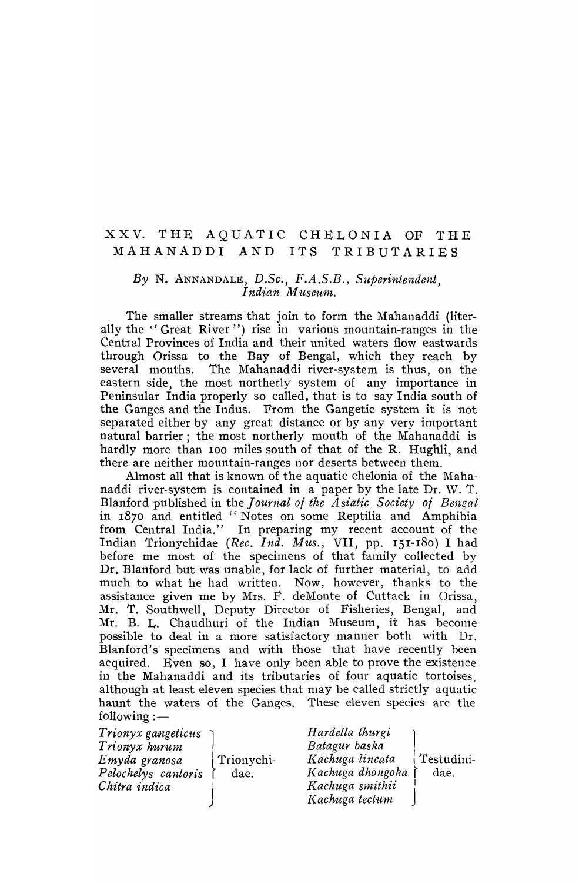# XXV. THE AQUATIC CHELONIA OF THE MAHANADDI AND ITS TRIBUTARIES

*By* N. ANNANDALE, *D.Sc., F.A.S.B., Superintendent, Indian Museum.*

The smaller streams that join to form the Mahanaddi (literally the "Great River") rise in various mountain-ranges in the Central Provinces of India and their united waters flow eastwards through Orissa to the Bay of Bengal, which they reach by several mouths. The Mahanaddi river-system is thus, on the eastern side, the most northerly system of any importance in Peninsular India properly so called, that is to say India south of the Ganges and the Indus. From the Gangetic system it is not separated either by any great distance or by any very important natural barrier; the most northerly mouth of the Mahanaddi is hardly more than 100 miles south of that of the R. Hughli, and there are neither mountain-ranges nor deserts between them.

Almost all that is known of the aquatic chelonia of the Mahanaddi river-system is contained in a paper by the late Dr. W. T. Blanford published in the *Journal of the Asiatic Society of Bengal* in 1870 and entitled "Notes on some Reptilia and Amphibia from Central India." In preparing my recent account of the Indian Trionychidae (*Rec. Ind. Mus.*, VII, pp. 151-180) I had before me most of the specimens of that family collected by Dr. Blanford but was unable, for lack of further material, to add much to what he had written. Now, however, thanks to the assistance given me by Mrs. F. deMonte of Cuttack in Orissa, Mr. T. Southwell, Deputy Director of Fisheries, Bengal, and Mr. B. L. Chaudhuri of the Indian Museum, it has become possible to deal in a more satisfactory manner both with Dr. Blanford's specimens and with those that have recently been acquired. Even so, I have only been able to prove the existence in the Mahanaddi and its tributaries of four aquatic tortoises, although at least eleven species that may be called strictly aquatic haunt the waters of the Ganges. These eleven species are the following:—

| Species | Family | Species | Family |
|---|---|---|---|
| *Trionyx gangeticus* | Trionychidae. | *Hardella thurgi* | Testudinidae. |
| *Trionyx hurum* | | *Batagur baska* | |
| *Emyda granosa* | | *Kachuga lineata* | |
| *Pelochelys cantoris* | | *Kachuga dhongoka* | |
| *Chitra indica* | | *Kachuga smithii* | |
| | | *Kachuga tectum* | |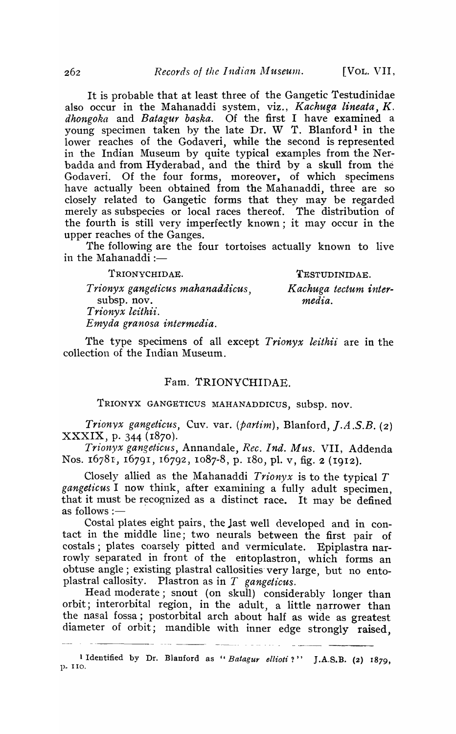It is probable that at least three of the Gangetic Testudinidae also occur in the Mahanaddi system, viz., *Kachuga lineata*, *K. dhongoka* and *Batagur baska*. Of the first I have examined a young specimen taken by the late Dr. W T. Blanford[1] in the lower reaches of the Godaveri, while the second is represented in the Indian Museum by quite typical examples from the Nerbadda and from Hyderabad, and the third by a skull from the Godaveri. Of the four forms, moreover, of which specimens have actually been obtained from the Mahanaddi, three are so closely related to Gangetic forms that they may be regarded merely as subspecies or local races thereof. The distribution of the fourth is still very imperfectly known; it may occur in the upper reaches of the Ganges.

The following are the four tortoises actually known to live in the Mahanaddi:—

| TRIONYCHIDAE. | TESTUDINIDAE. |
|---|---|
| *Trionyx gangeticus mahanaddicus*, subsp. nov. | *Kachuga tectum intermedia.* |
| *Trionyx leithii.* | |
| *Emyda granosa intermedia.* | |

The type specimens of all except *Trionyx leithii* are in the collection of the Indian Museum.

## Fam. TRIONYCHIDAE.

### TRIONYX GANGETICUS MAHANADDICUS, subsp. nov.

*Trionyx gangeticus*, Cuv. var. (*partim*), Blanford, *J.A.S.B.* (2) XXXIX, p. 344 (1870).

*Trionyx gangeticus*, Annandale, *Rec. Ind. Mus.* VII, Addenda Nos. 16781, 16791, 16792, 1087-8, p. 180, pl. v, fig. 2 (1912).

Closely allied as the Mahanaddi *Trionyx* is to the typical *T gangeticus* I now think, after examining a fully adult specimen, that it must be recognized as a distinct race. It may be defined as follows:—

Costal plates eight pairs, the last well developed and in contact in the middle line; two neurals between the first pair of costals; plates coarsely pitted and vermiculate. Epiplastra narrowly separated in front of the entoplastron, which forms an obtuse angle; existing plastral callosities very large, but no entoplastral callosity. Plastron as in *T gangeticus*.

Head moderate; snout (on skull) considerably longer than orbit; interorbital region, in the adult, a little narrower than the nasal fossa; postorbital arch about half as wide as greatest diameter of orbit; mandible with inner edge strongly raised,

[1] Identified by Dr. Blanford as "*Batagur ellioti*?" J.A.S.B. (2) 1879, p. 110.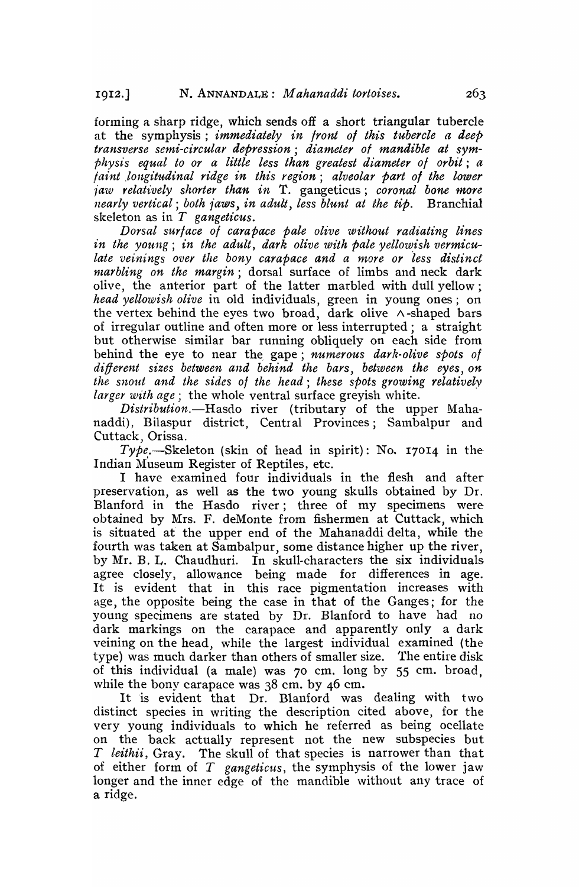forming a sharp ridge, which sends off a short triangular tubercle at the symphysis; *immediately in front of this tubercle a deep transverse semi-circular depression*; *diameter of mandible at symphysis equal to or a little less than greatest diameter of orbit*; *a faint longitudinal ridge in this region*; *alveolar part of the lower jaw relatively shorter than in* T. gangeticus; *coronal bone more nearly vertical*; *both jaws, in adult, less blunt at the tip.* Branchial skeleton as in *T gangeticus*.

*Dorsal surface of carapace pale olive without radiating lines in the young*; *in the adult, dark olive with pale yellowish vermiculate veinings over the bony carapace and a more or less distinct marbling on the margin*; dorsal surface of limbs and neck dark olive, the anterior part of the latter marbled with dull yellow; *head yellowish olive* in old individuals, green in young ones; on the vertex behind the eyes two broad, dark olive ∧-shaped bars of irregular outline and often more or less interrupted; a straight but otherwise similar bar running obliquely on each side from behind the eye to near the gape; *numerous dark-olive spots of different sizes between and behind the bars, between the eyes, on the snout and the sides of the head*; *these spots growing relatively larger with age*; the whole ventral surface greyish white.

*Distribution.*—Hasdo river (tributary of the upper Mahanaddi), Bilaspur district, Central Provinces; Sambalpur and Cuttack, Orissa.

*Type.*—Skeleton (skin of head in spirit): No. 17014 in the Indian Museum Register of Reptiles, etc.

I have examined four individuals in the flesh and after preservation, as well as the two young skulls obtained by Dr. Blanford in the Hasdo river; three of my specimens were obtained by Mrs. F. deMonte from fishermen at Cuttack, which is situated at the upper end of the Mahanaddi delta, while the fourth was taken at Sambalpur, some distance higher up the river, by Mr. B. L. Chaudhuri. In skull-characters the six individuals agree closely, allowance being made for differences in age. It is evident that in this race pigmentation increases with age, the opposite being the case in that of the Ganges; for the young specimens are stated by Dr. Blanford to have had no dark markings on the carapace and apparently only a dark veining on the head, while the largest individual examined (the type) was much darker than others of smaller size. The entire disk of this individual (a male) was 70 cm. long by 55 cm. broad, while the bony carapace was 38 cm. by 46 cm.

It is evident that Dr. Blanford was dealing with two distinct species in writing the description cited above, for the very young individuals to which he referred as being ocellate on the back actually represent not the new subspecies but *T leithii*, Gray. The skull of that species is narrower than that of either form of *T gangeticus*, the symphysis of the lower jaw longer and the inner edge of the mandible without any trace of a ridge.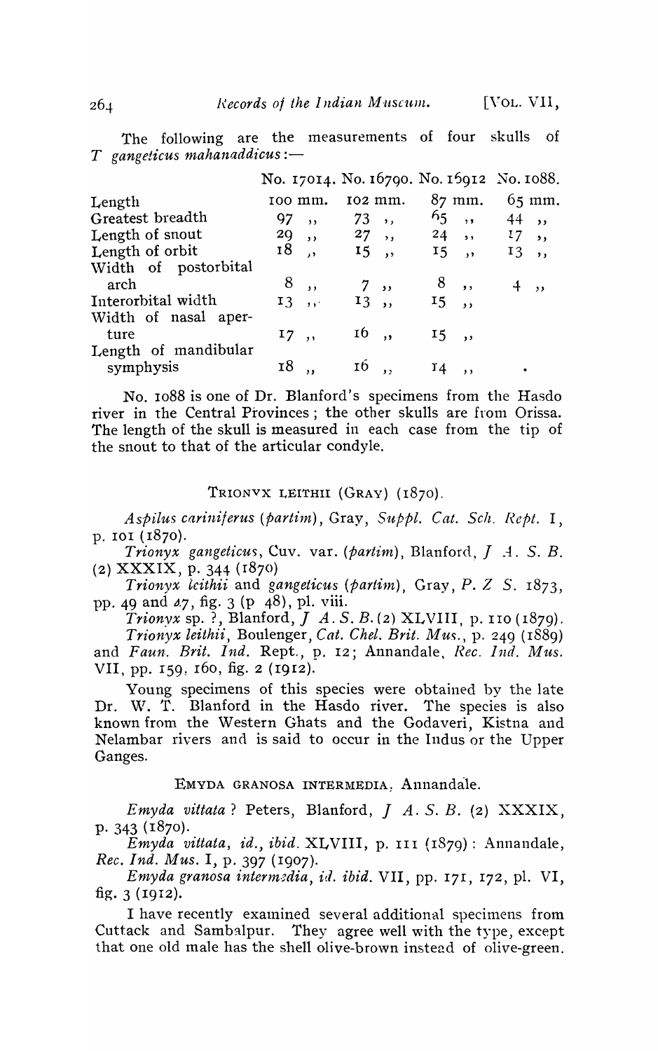The following are the measurements of four skulls of *T gangeticus mahanaddicus*:—

| | No. 17014. | No. 16790. | No. 15912 | No. 1088. |
|---|---|---|---|---|
| Length | 100 mm. | 102 mm. | 87 mm. | 65 mm. |
| Greatest breadth | 97 ,, | 73 ,, | 65 ,, | 44 ,, |
| Length of snout | 29 ,, | 27 ,, | 24 ,, | 17 ,, |
| Length of orbit | 18 ,, | 15 ,, | 15 ,, | 13 ,, |
| Width of postorbital arch | 8 ,, | 7 ,, | 8 ,, | 4 ,, |
| Interorbital width | 13 ,, | 13 ,, | 15 ,, | |
| Width of nasal aperture | 17 ,, | 16 ,, | 15 ,, | |
| Length of mandibular symphysis | 18 ,, | 16 ,, | 14 ,, | . |

No. 1088 is one of Dr. Blanford's specimens from the Hasdo river in the Central Provinces; the other skulls are from Orissa. The length of the skull is measured in each case from the tip of the snout to that of the articular condyle.

### TRIONYX LEITHII (GRAY) (1870).

*Aspilus cariniferus* (*partim*), Gray, *Suppl. Cat. Sch. Rept.* I, p. 101 (1870).

*Trionyx gangeticus*, Cuv. var. (*partim*), Blanford, *J A. S. B.* (2) XXXIX, p. 344 (1870)

*Trionyx leithii* and *gangeticus* (*partim*), Gray, *P. Z S.* 1873, pp. 49 and 47, fig. 3 (p 48), pl. viii.

*Trionyx* sp. ?, Blanford, *J A. S. B.* (2) XLVIII, p. 110 (1879).

*Trionyx leithii*, Boulenger, *Cat. Chel. Brit. Mus.*, p. 249 (1889) and *Faun. Brit. Ind.* Rept., p. 12; Annandale, *Rec. Ind. Mus.* VII, pp. 159, 160, fig. 2 (1912).

Young specimens of this species were obtained by the late Dr. W. T. Blanford in the Hasdo river. The species is also known from the Western Ghats and the Godaveri, Kistna and Nelambar rivers and is said to occur in the Indus or the Upper Ganges.

### EMYDA GRANOSA INTERMEDIA, Annandale.

*Emyda vittata* ? Peters, Blanford, *J A. S. B.* (2) XXXIX, p. 343 (1870).

*Emyda vittata*, *id.*, *ibid.* XLVIII, p. 111 (1879): Annandale, *Rec. Ind. Mus.* I, p. 397 (1907).

*Emyda granosa intermedia*, *id. ibid.* VII, pp. 171, 172, pl. VI, fig. 3 (1912).

I have recently examined several additional specimens from Cuttack and Sambalpur. They agree well with the type, except that one old male has the shell olive-brown instead of olive-green.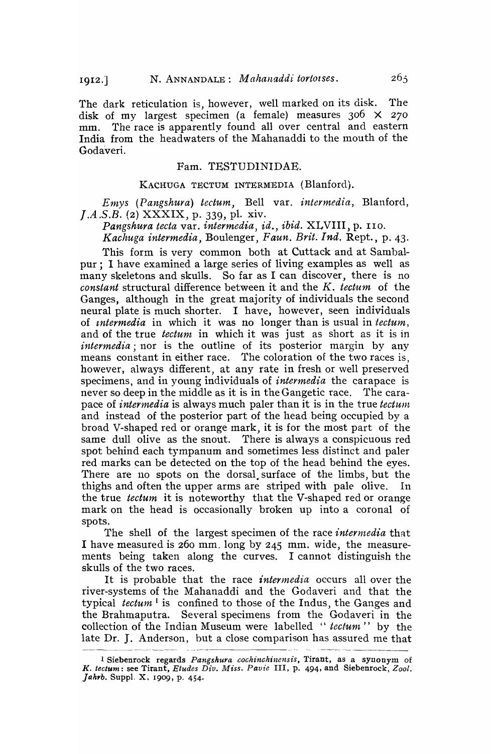The dark reticulation is, however, well marked on its disk. The disk of my largest specimen (a female) measures 306 × 270 mm. The race is apparently found all over central and eastern India from the headwaters of the Mahanaddi to the mouth of the Godaveri.

## Fam. TESTUDINIDAE.

### KACHUGA TECTUM INTERMEDIA (Blanford).

*Emys* (*Pangshura*) *tectum*, Bell var. *intermedia*, Blanford, *J.A.S.B.* (2) XXXIX, p. 339, pl. xiv.

*Pangshura tecta* var. *intermedia*, *id.*, *ibid.* XLVIII, p. 110.

*Kachuga intermedia*, Boulenger, *Faun. Brit. Ind.* Rept., p. 43.

This form is very common both at Cuttack and at Sambalpur; I have examined a large series of living examples as well as many skeletons and skulls. So far as I can discover, there is no *constant* structural difference between it and the *K. tectum* of the Ganges, although in the great majority of individuals the second neural plate is much shorter. I have, however, seen individuals of *intermedia* in which it was no longer than is usual in *tectum*, and of the true *tectum* in which it was just as short as it is in *intermedia*; nor is the outline of its posterior margin by any means constant in either race. The coloration of the two races is, however, always different, at any rate in fresh or well preserved specimens, and in young individuals of *intermedia* the carapace is never so deep in the middle as it is in the Gangetic race. The carapace of *intermedia* is always much paler than it is in the true *tectum* and instead of the posterior part of the head being occupied by a broad V-shaped red or orange mark, it is for the most part of the same dull olive as the snout. There is always a conspicuous red spot behind each tympanum and sometimes less distinct and paler red marks can be detected on the top of the head behind the eyes. There are no spots on the dorsal surface of the limbs, but the thighs and often the upper arms are striped with pale olive. In the true *tectum* it is noteworthy that the V-shaped red or orange mark on the head is occasionally broken up into a coronal of spots.

The shell of the largest specimen of the race *intermedia* that I have measured is 260 mm. long by 245 mm. wide, the measurements being taken along the curves. I cannot distinguish the skulls of the two races.

It is probable that the race *intermedia* occurs all over the river-systems of the Mahanaddi and the Godaveri and that the typical *tectum* [1] is confined to those of the Indus, the Ganges and the Brahmaputra. Several specimens from the Godaveri in the collection of the Indian Museum were labelled "*tectum*" by the late Dr. J. Anderson, but a close comparison has assured me that

---

[1] Siebenrock regards *Pangshura cochinchinensis*, Tirant, as a synonym of *K. tectum*: see Tirant, *Etudes Div. Miss. Pavie* III, p. 494, and Siebenrock, *Zool. Jahrb.* Suppl. X, 1909, p. 454.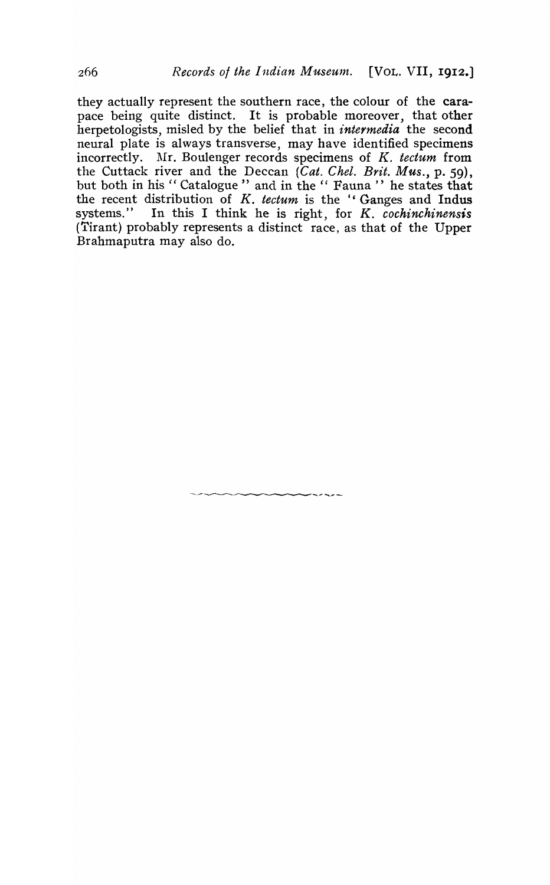they actually represent the southern race, the colour of the carapace being quite distinct. It is probable moreover, that other herpetologists, misled by the belief that in *intermedia* the second neural plate is always transverse, may have identified specimens incorrectly. Mr. Boulenger records specimens of *K. tectum* from the Cuttack river and the Deccan (*Cat. Chel. Brit. Mus.*, p. 59), but both in his "Catalogue" and in the "Fauna" he states that the recent distribution of *K. tectum* is the "Ganges and Indus systems." In this I think he is right, for *K. cochinchinensis* (Tirant) probably represents a distinct race, as that of the Upper Brahmaputra may also do.